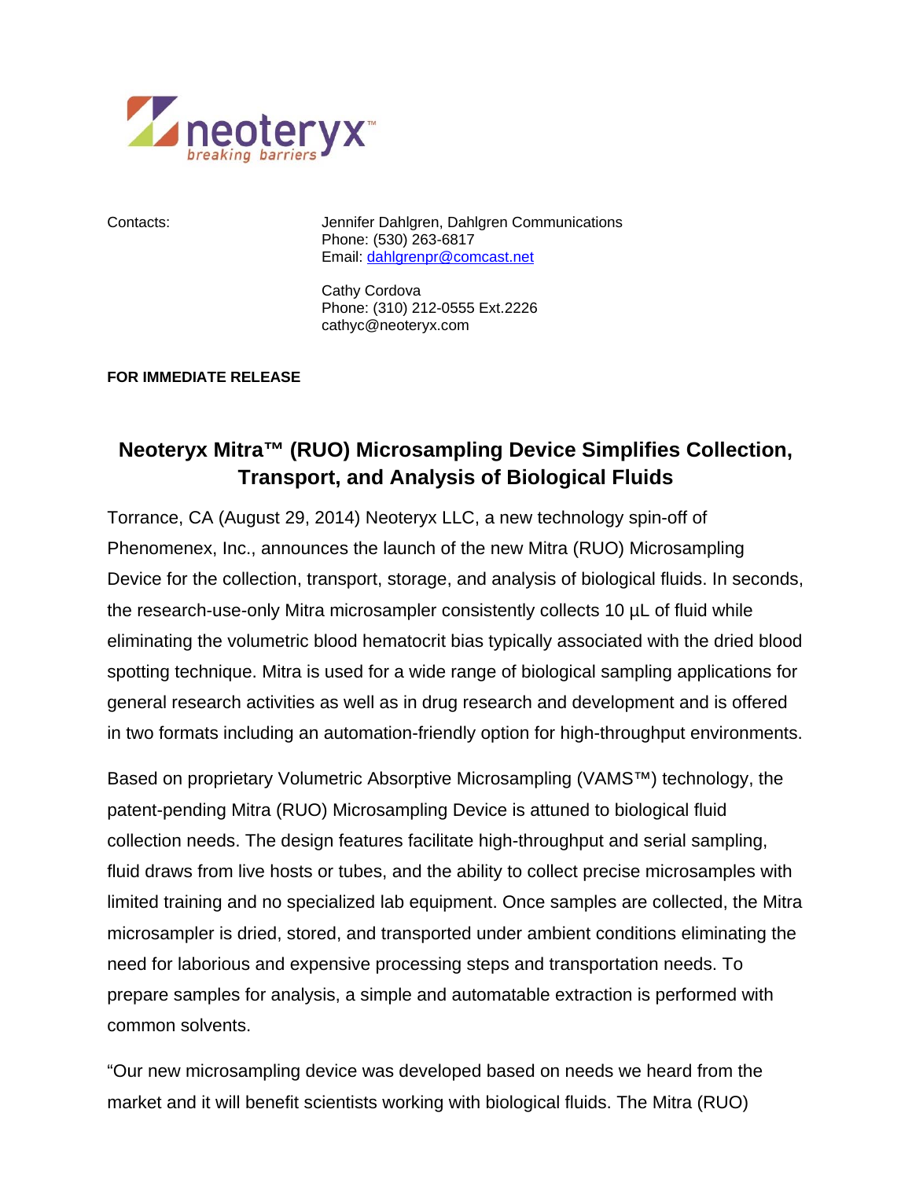neoteryx™
breaking barriers

Contacts: Jennifer Dahlgren, Dahlgren Communications
Phone: (530) 263-6817
Email: dahlgrenpr@comcast.net

Cathy Cordova
Phone: (310) 212-0555 Ext.2226
cathyc@neoteryx.com

**FOR IMMEDIATE RELEASE**

# Neoteryx Mitra™ (RUO) Microsampling Device Simplifies Collection, Transport, and Analysis of Biological Fluids

Torrance, CA (August 29, 2014) Neoteryx LLC, a new technology spin-off of Phenomenex, Inc., announces the launch of the new Mitra (RUO) Microsampling Device for the collection, transport, storage, and analysis of biological fluids. In seconds, the research-use-only Mitra microsampler consistently collects 10 µL of fluid while eliminating the volumetric blood hematocrit bias typically associated with the dried blood spotting technique. Mitra is used for a wide range of biological sampling applications for general research activities as well as in drug research and development and is offered in two formats including an automation-friendly option for high-throughput environments.

Based on proprietary Volumetric Absorptive Microsampling (VAMS™) technology, the patent-pending Mitra (RUO) Microsampling Device is attuned to biological fluid collection needs. The design features facilitate high-throughput and serial sampling, fluid draws from live hosts or tubes, and the ability to collect precise microsamples with limited training and no specialized lab equipment. Once samples are collected, the Mitra microsampler is dried, stored, and transported under ambient conditions eliminating the need for laborious and expensive processing steps and transportation needs. To prepare samples for analysis, a simple and automatable extraction is performed with common solvents.

"Our new microsampling device was developed based on needs we heard from the market and it will benefit scientists working with biological fluids. The Mitra (RUO)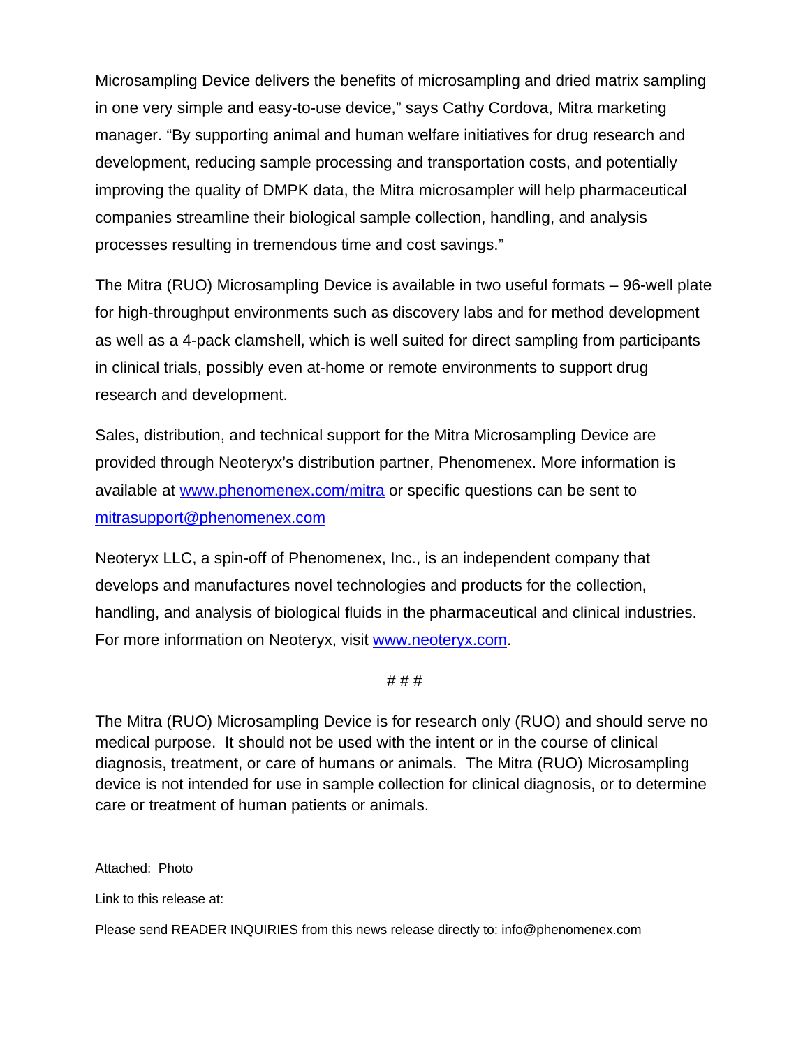Microsampling Device delivers the benefits of microsampling and dried matrix sampling in one very simple and easy-to-use device," says Cathy Cordova, Mitra marketing manager. "By supporting animal and human welfare initiatives for drug research and development, reducing sample processing and transportation costs, and potentially improving the quality of DMPK data, the Mitra microsampler will help pharmaceutical companies streamline their biological sample collection, handling, and analysis processes resulting in tremendous time and cost savings."

The Mitra (RUO) Microsampling Device is available in two useful formats – 96-well plate for high-throughput environments such as discovery labs and for method development as well as a 4-pack clamshell, which is well suited for direct sampling from participants in clinical trials, possibly even at-home or remote environments to support drug research and development.

Sales, distribution, and technical support for the Mitra Microsampling Device are provided through Neoteryx's distribution partner, Phenomenex. More information is available at [www.phenomenex.com/mitra](http://www.phenomenex.com/mitra) or specific questions can be sent to [mitrasupport@phenomenex.com](mailto:mitrasupport@phenomenex.com)

Neoteryx LLC, a spin-off of Phenomenex, Inc., is an independent company that develops and manufactures novel technologies and products for the collection, handling, and analysis of biological fluids in the pharmaceutical and clinical industries. For more information on Neoteryx, visit [www.neoteryx.com](http://www.neoteryx.com).

# # #

The Mitra (RUO) Microsampling Device is for research only (RUO) and should serve no medical purpose. It should not be used with the intent or in the course of clinical diagnosis, treatment, or care of humans or animals. The Mitra (RUO) Microsampling device is not intended for use in sample collection for clinical diagnosis, or to determine care or treatment of human patients or animals.

Attached: Photo

Link to this release at:

Please send READER INQUIRIES from this news release directly to: info@phenomenex.com